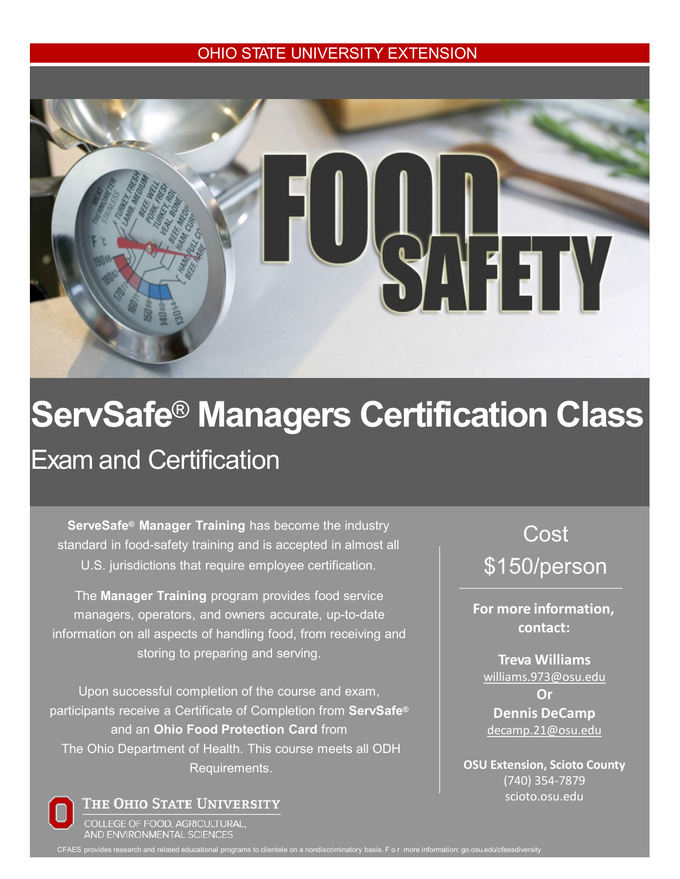OHIO STATE UNIVERSITY EXTENSION

# FOOD SAFETY

# ServSafe® Managers Certification Class

## Exam and Certification

**ServeSafe® Manager Training** has become the industry standard in food-safety training and is accepted in almost all U.S. jurisdictions that require employee certification.

The **Manager Training** program provides food service managers, operators, and owners accurate, up-to-date information on all aspects of handling food, from receiving and storing to preparing and serving.

Upon successful completion of the course and exam, participants receive a Certificate of Completion from **ServSafe®** and an **Ohio Food Protection Card** from The Ohio Department of Health. This course meets all ODH Requirements.

Cost
$150/person

**For more information, contact:**

**Treva Williams**
williams.973@osu.edu
**Or**
**Dennis DeCamp**
decamp.21@osu.edu

**OSU Extension, Scioto County**
(740) 354-7879
scioto.osu.edu

THE OHIO STATE UNIVERSITY
COLLEGE OF FOOD, AGRICULTURAL, AND ENVIRONMENTAL SCIENCES

CFAES provides research and related educational programs to clientele on a nondiscriminatory basis. For more information: go.osu.edu/cfaesdiversity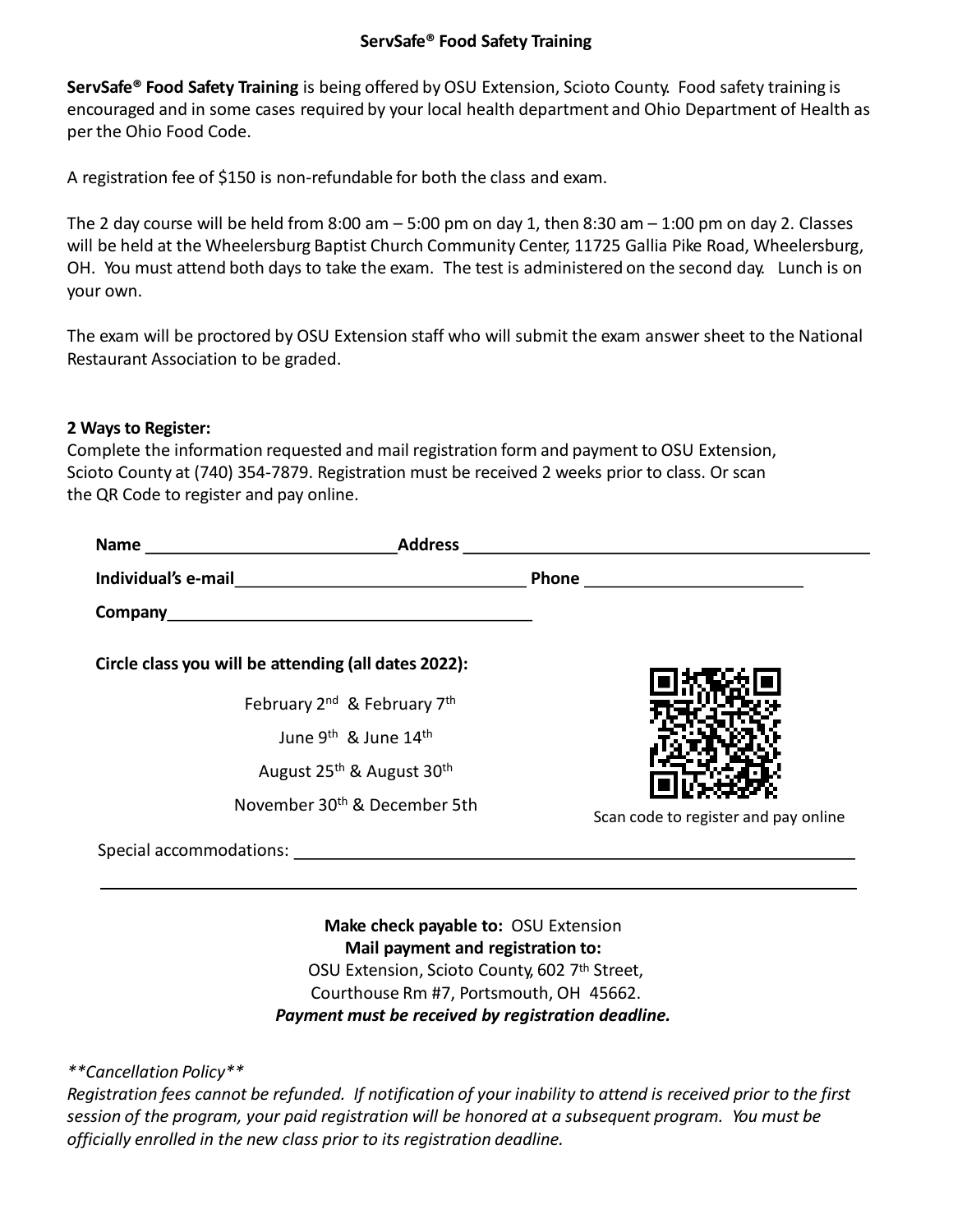# ServSafe® Food Safety Training

**ServSafe® Food Safety Training** is being offered by OSU Extension, Scioto County. Food safety training is encouraged and in some cases required by your local health department and Ohio Department of Health as per the Ohio Food Code.

A registration fee of $150 is non-refundable for both the class and exam.

The 2 day course will be held from 8:00 am – 5:00 pm on day 1, then 8:30 am – 1:00 pm on day 2. Classes will be held at the Wheelersburg Baptist Church Community Center, 11725 Gallia Pike Road, Wheelersburg, OH. You must attend both days to take the exam. The test is administered on the second day. Lunch is on your own.

The exam will be proctored by OSU Extension staff who will submit the exam answer sheet to the National Restaurant Association to be graded.

**2 Ways to Register:**
Complete the information requested and mail registration form and payment to OSU Extension, Scioto County at (740) 354-7879. Registration must be received 2 weeks prior to class. Or scan the QR Code to register and pay online.

**Name** ____________________ **Address** ____________________________________

**Individual's e-mail** ______________________ **Phone** ____________________

**Company** ______________________________

**Circle class you will be attending (all dates 2022):**

February 2nd & February 7th

June 9th & June 14th

August 25th & August 30th

November 30th & December 5th

Scan code to register and pay online

Special accommodations: ______________________________________________

______________________________________________________________

**Make check payable to:** OSU Extension
**Mail payment and registration to:**
OSU Extension, Scioto County, 602 7th Street,
Courthouse Rm #7, Portsmouth, OH 45662.
***Payment must be received by registration deadline.***

*\*\*Cancellation Policy\*\**
*Registration fees cannot be refunded. If notification of your inability to attend is received prior to the first session of the program, your paid registration will be honored at a subsequent program. You must be officially enrolled in the new class prior to its registration deadline.*